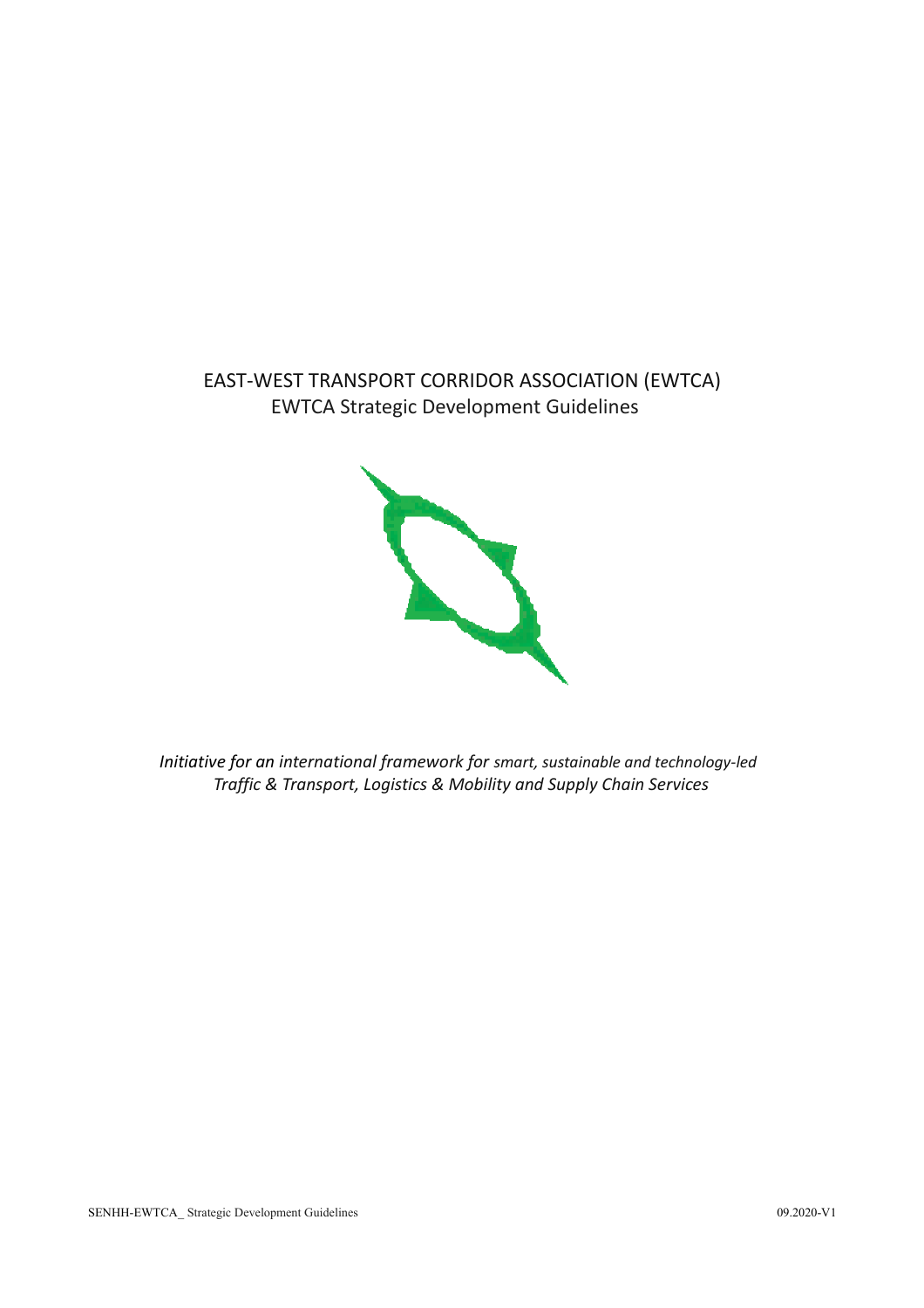# EAST-WEST TRANSPORT CORRIDOR ASSOCIATION (EWTCA)

## EWTCA Strategic Development Guidelines

*Initiative for an international framework for smart, sustainable and technology-led Traffic & Transport, Logistics & Mobility and Supply Chain Services*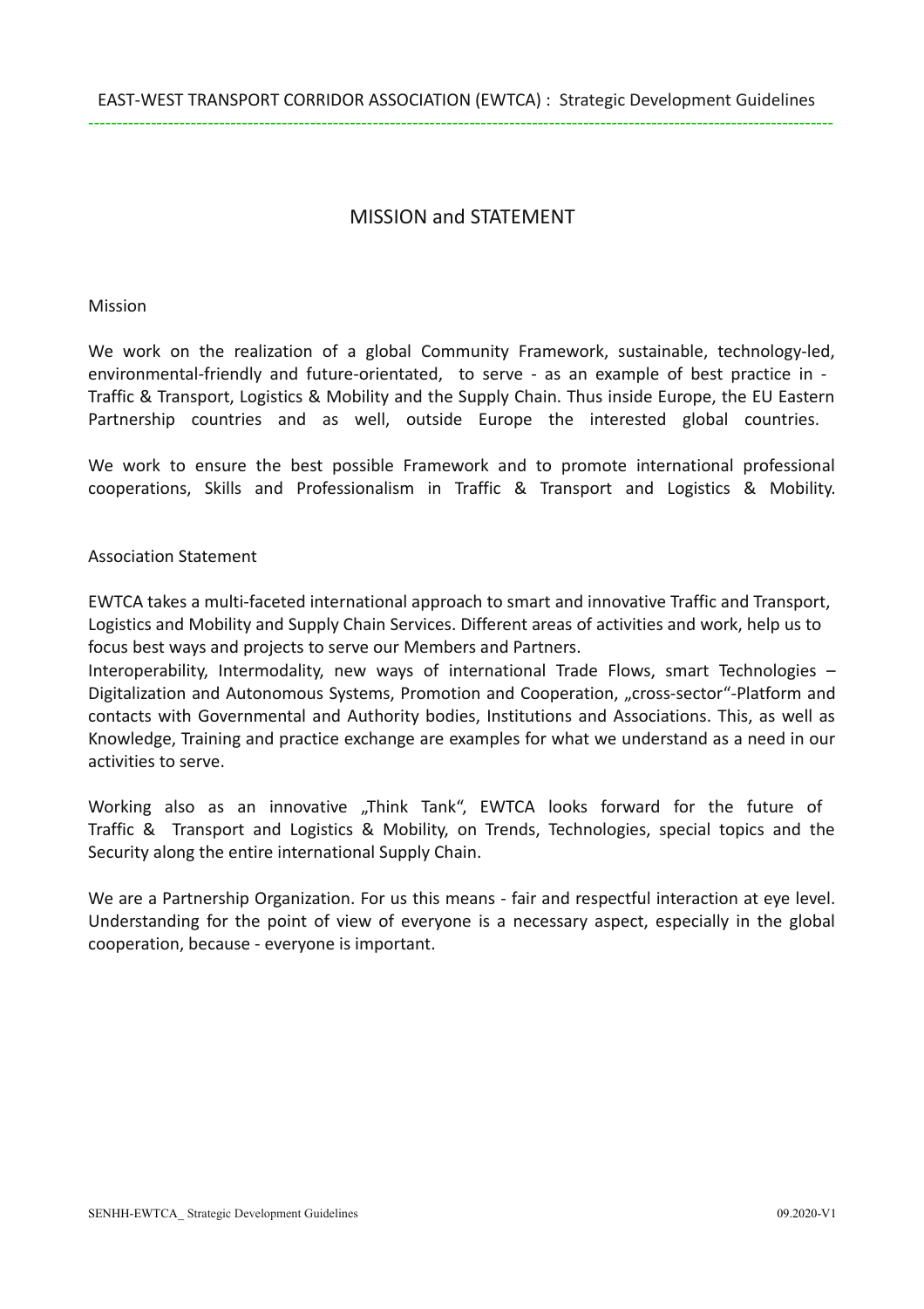# MISSION and STATEMENT

## Mission

We work on the realization of a global Community Framework, sustainable, technology-led, environmental-friendly and future-orientated, to serve - as an example of best practice in - Traffic & Transport, Logistics & Mobility and the Supply Chain. Thus inside Europe, the EU Eastern Partnership countries and as well, outside Europe the interested global countries.

We work to ensure the best possible Framework and to promote international professional cooperations, Skills and Professionalism in Traffic & Transport and Logistics & Mobility.

## Association Statement

EWTCA takes a multi-faceted international approach to smart and innovative Traffic and Transport, Logistics and Mobility and Supply Chain Services. Different areas of activities and work, help us to focus best ways and projects to serve our Members and Partners.

Interoperability, Intermodality, new ways of international Trade Flows, smart Technologies – Digitalization and Autonomous Systems, Promotion and Cooperation, „cross-sector"-Platform and contacts with Governmental and Authority bodies, Institutions and Associations. This, as well as Knowledge, Training and practice exchange are examples for what we understand as a need in our activities to serve.

Working also as an innovative „Think Tank", EWTCA looks forward for the future of Traffic & Transport and Logistics & Mobility, on Trends, Technologies, special topics and the Security along the entire international Supply Chain.

We are a Partnership Organization. For us this means - fair and respectful interaction at eye level. Understanding for the point of view of everyone is a necessary aspect, especially in the global cooperation, because - everyone is important.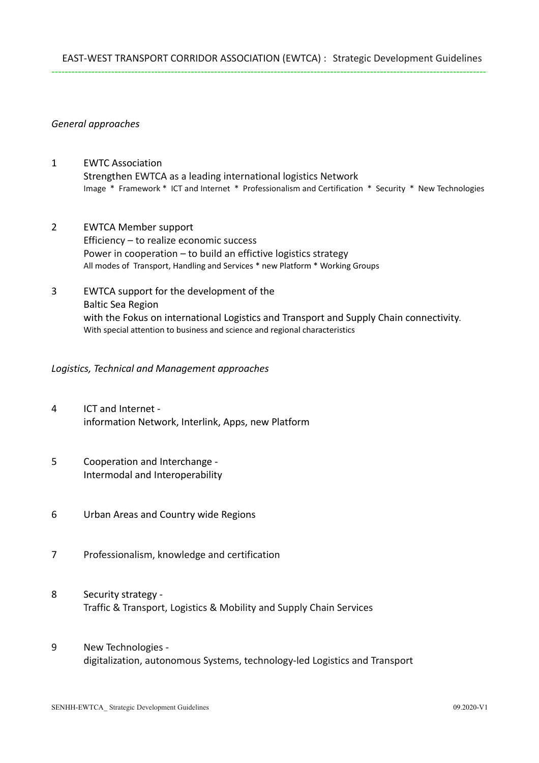EAST-WEST TRANSPORT CORRIDOR ASSOCIATION (EWTCA) : Strategic Development Guidelines

*General approaches*

1 EWTC Association
Strengthen EWTCA as a leading international logistics Network
Image * Framework * ICT and Internet * Professionalism and Certification * Security * New Technologies

2 EWTCA Member support
Efficiency – to realize economic success
Power in cooperation – to build an effictive logistics strategy
All modes of Transport, Handling and Services * new Platform * Working Groups

3 EWTCA support for the development of the
Baltic Sea Region
with the Fokus on international Logistics and Transport and Supply Chain connectivity.
With special attention to business and science and regional characteristics

*Logistics, Technical and Management approaches*

4 ICT and Internet -
information Network, Interlink, Apps, new Platform

5 Cooperation and Interchange -
Intermodal and Interoperability

6 Urban Areas and Country wide Regions

7 Professionalism, knowledge and certification

8 Security strategy -
Traffic & Transport, Logistics & Mobility and Supply Chain Services

9 New Technologies -
digitalization, autonomous Systems, technology-led Logistics and Transport

SENHH-EWTCA_ Strategic Development Guidelines 09.2020-V1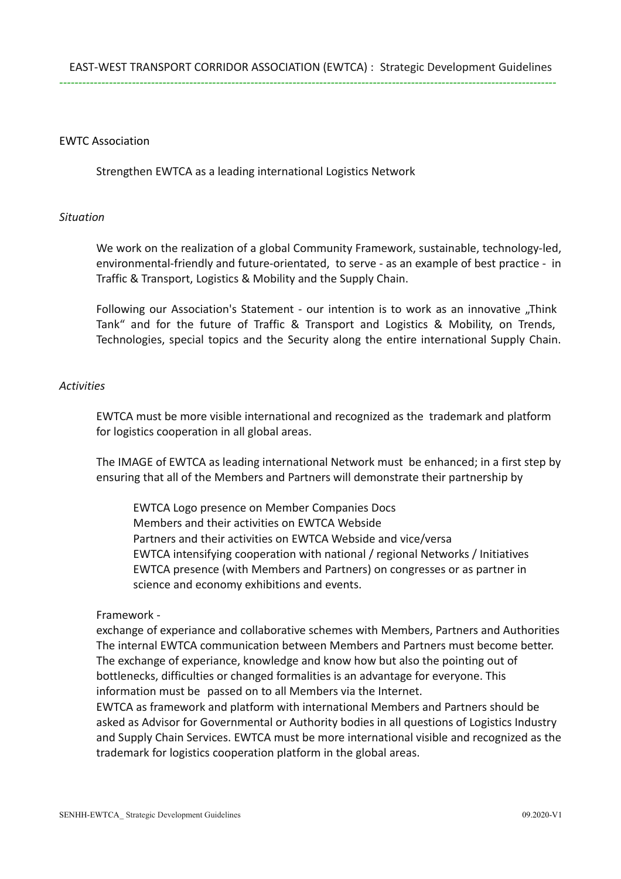EWTC Association

Strengthen EWTCA as a leading international Logistics Network

*Situation*

We work on the realization of a global Community Framework, sustainable, technology-led, environmental-friendly and future-orientated, to serve - as an example of best practice - in Traffic & Transport, Logistics & Mobility and the Supply Chain.

Following our Association's Statement - our intention is to work as an innovative „Think Tank" and for the future of Traffic & Transport and Logistics & Mobility, on Trends, Technologies, special topics and the Security along the entire international Supply Chain.

*Activities*

EWTCA must be more visible international and recognized as the trademark and platform for logistics cooperation in all global areas.

The IMAGE of EWTCA as leading international Network must be enhanced; in a first step by ensuring that all of the Members and Partners will demonstrate their partnership by

EWTCA Logo presence on Member Companies Docs
Members and their activities on EWTCA Webside
Partners and their activities on EWTCA Webside and vice/versa
EWTCA intensifying cooperation with national / regional Networks / Initiatives
EWTCA presence (with Members and Partners) on congresses or as partner in science and economy exhibitions and events.

Framework -
exchange of experiance and collaborative schemes with Members, Partners and Authorities
The internal EWTCA communication between Members and Partners must become better.
The exchange of experiance, knowledge and know how but also the pointing out of bottlenecks, difficulties or changed formalities is an advantage for everyone. This information must be passed on to all Members via the Internet.
EWTCA as framework and platform with international Members and Partners should be asked as Advisor for Governmental or Authority bodies in all questions of Logistics Industry and Supply Chain Services. EWTCA must be more international visible and recognized as the trademark for logistics cooperation platform in the global areas.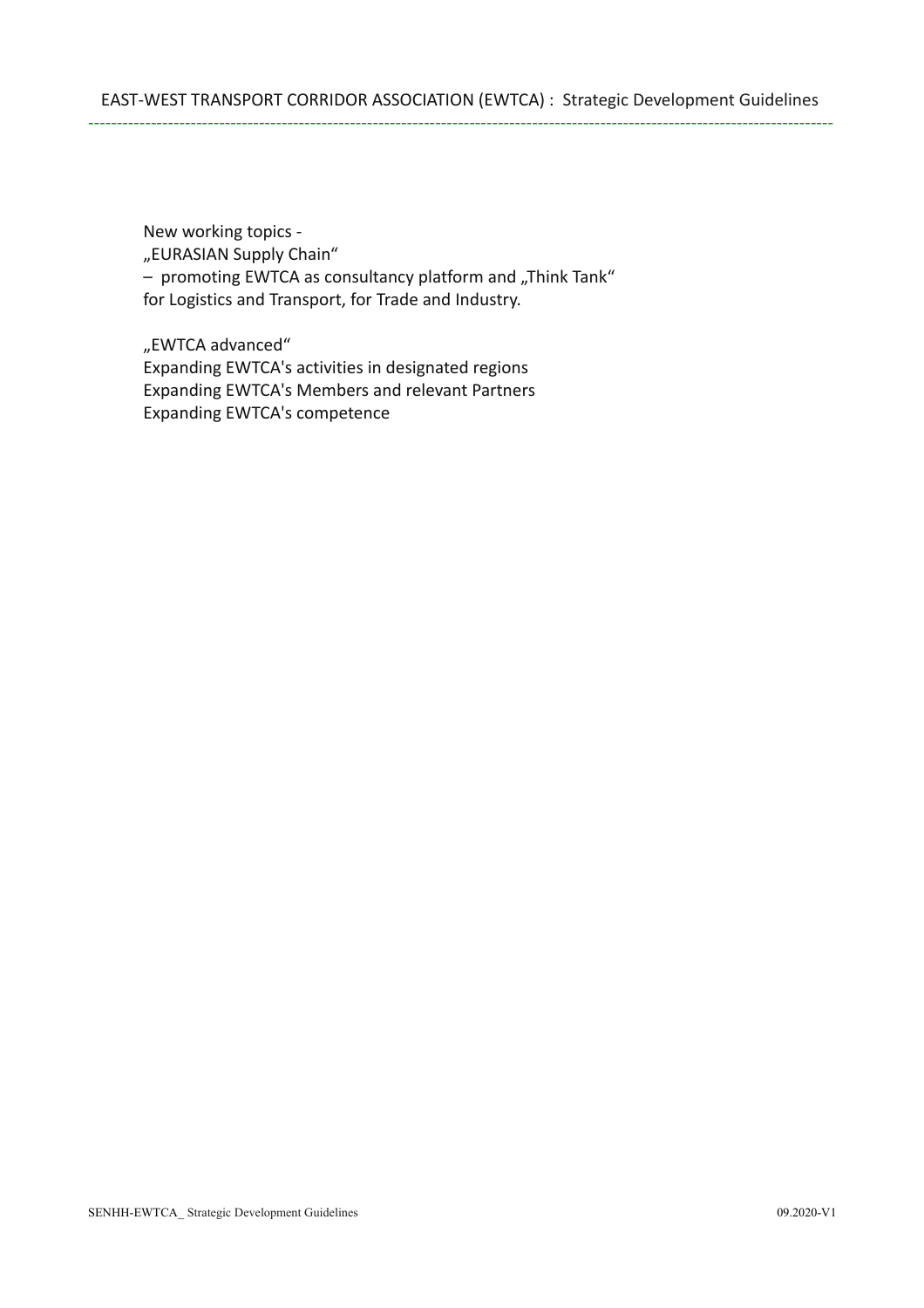New working topics -
„EURASIAN Supply Chain“
– promoting EWTCA as consultancy platform and „Think Tank“
for Logistics and Transport, for Trade and Industry.

„EWTCA advanced“
Expanding EWTCA's activities in designated regions
Expanding EWTCA's Members and relevant Partners
Expanding EWTCA's competence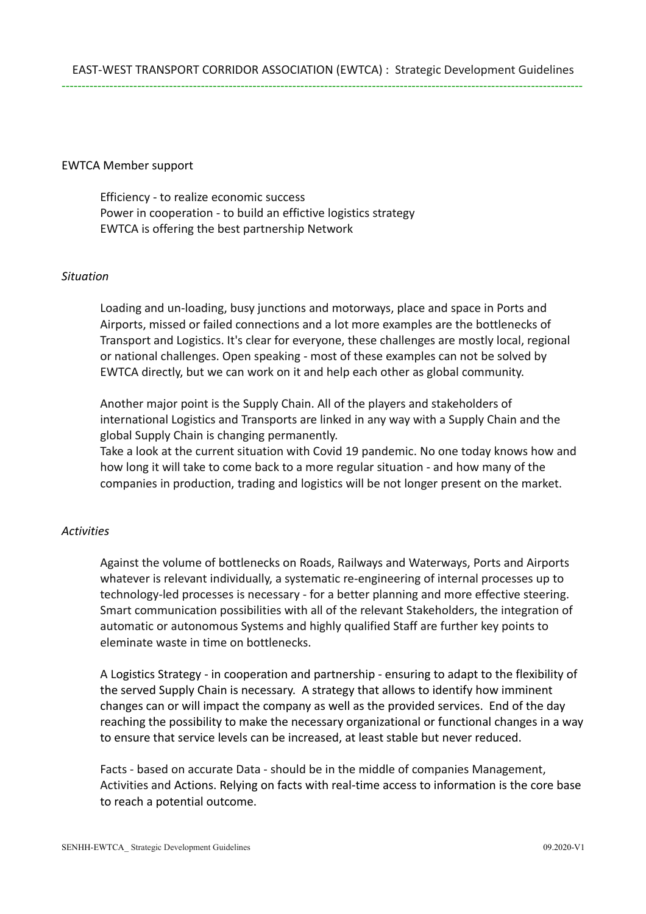EWTCA Member support

Efficiency - to realize economic success
Power in cooperation - to build an effictive logistics strategy
EWTCA is offering the best partnership Network

*Situation*

Loading and un-loading, busy junctions and motorways, place and space in Ports and Airports, missed or failed connections and a lot more examples are the bottlenecks of Transport and Logistics. It's clear for everyone, these challenges are mostly local, regional or national challenges. Open speaking - most of these examples can not be solved by EWTCA directly, but we can work on it and help each other as global community.

Another major point is the Supply Chain. All of the players and stakeholders of international Logistics and Transports are linked in any way with a Supply Chain and the global Supply Chain is changing permanently.
Take a look at the current situation with Covid 19 pandemic. No one today knows how and how long it will take to come back to a more regular situation - and how many of the companies in production, trading and logistics will be not longer present on the market.

*Activities*

Against the volume of bottlenecks on Roads, Railways and Waterways, Ports and Airports whatever is relevant individually, a systematic re-engineering of internal processes up to technology-led processes is necessary - for a better planning and more effective steering. Smart communication possibilities with all of the relevant Stakeholders, the integration of automatic or autonomous Systems and highly qualified Staff are further key points to eleminate waste in time on bottlenecks.

A Logistics Strategy - in cooperation and partnership - ensuring to adapt to the flexibility of the served Supply Chain is necessary. A strategy that allows to identify how imminent changes can or will impact the company as well as the provided services. End of the day reaching the possibility to make the necessary organizational or functional changes in a way to ensure that service levels can be increased, at least stable but never reduced.

Facts - based on accurate Data - should be in the middle of companies Management, Activities and Actions. Relying on facts with real-time access to information is the core base to reach a potential outcome.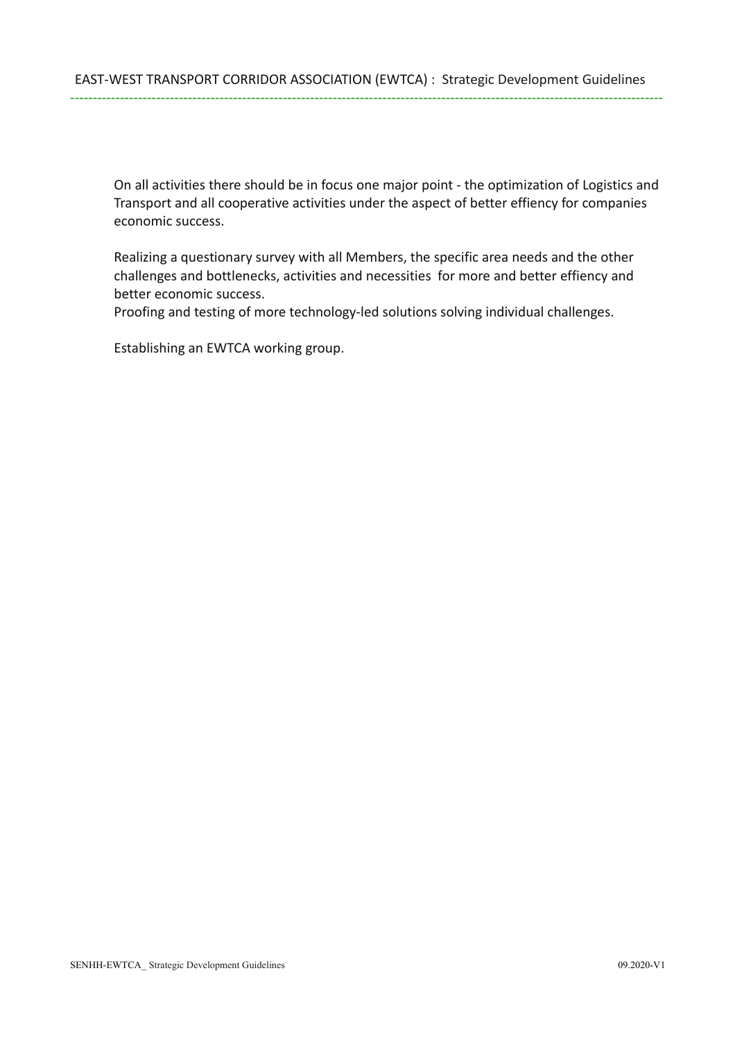On all activities there should be in focus one major point - the optimization of Logistics and Transport and all cooperative activities under the aspect of better effiency for companies economic success.

Realizing a questionary survey with all Members, the specific area needs and the other challenges and bottlenecks, activities and necessities for more and better effiency and better economic success.
Proofing and testing of more technology-led solutions solving individual challenges.

Establishing an EWTCA working group.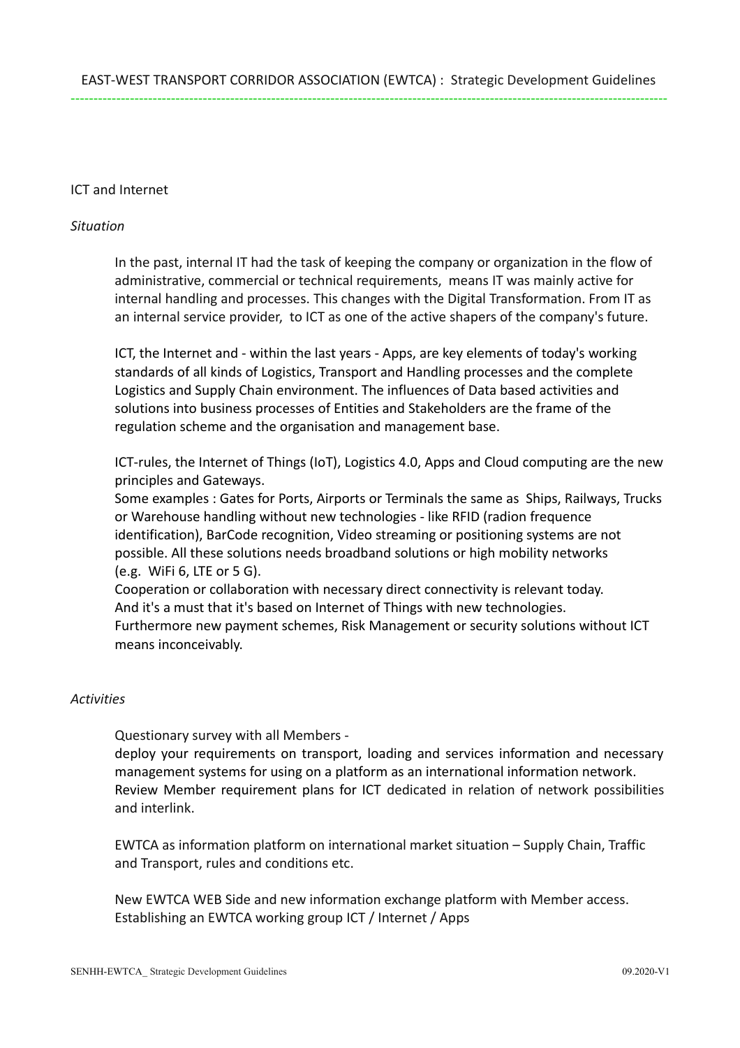## ICT and Internet

### *Situation*

In the past, internal IT had the task of keeping the company or organization in the flow of administrative, commercial or technical requirements, means IT was mainly active for internal handling and processes. This changes with the Digital Transformation. From IT as an internal service provider, to ICT as one of the active shapers of the company's future.

ICT, the Internet and - within the last years - Apps, are key elements of today's working standards of all kinds of Logistics, Transport and Handling processes and the complete Logistics and Supply Chain environment. The influences of Data based activities and solutions into business processes of Entities and Stakeholders are the frame of the regulation scheme and the organisation and management base.

ICT-rules, the Internet of Things (IoT), Logistics 4.0, Apps and Cloud computing are the new principles and Gateways.
Some examples : Gates for Ports, Airports or Terminals the same as Ships, Railways, Trucks or Warehouse handling without new technologies - like RFID (radion frequence identification), BarCode recognition, Video streaming or positioning systems are not possible. All these solutions needs broadband solutions or high mobility networks (e.g. WiFi 6, LTE or 5 G).
Cooperation or collaboration with necessary direct connectivity is relevant today.
And it's a must that it's based on Internet of Things with new technologies.
Furthermore new payment schemes, Risk Management or security solutions without ICT means inconceivably.

### *Activities*

Questionary survey with all Members -
deploy your requirements on transport, loading and services information and necessary management systems for using on a platform as an international information network.
Review Member requirement plans for ICT dedicated in relation of network possibilities and interlink.

EWTCA as information platform on international market situation – Supply Chain, Traffic and Transport, rules and conditions etc.

New EWTCA WEB Side and new information exchange platform with Member access.
Establishing an EWTCA working group ICT / Internet / Apps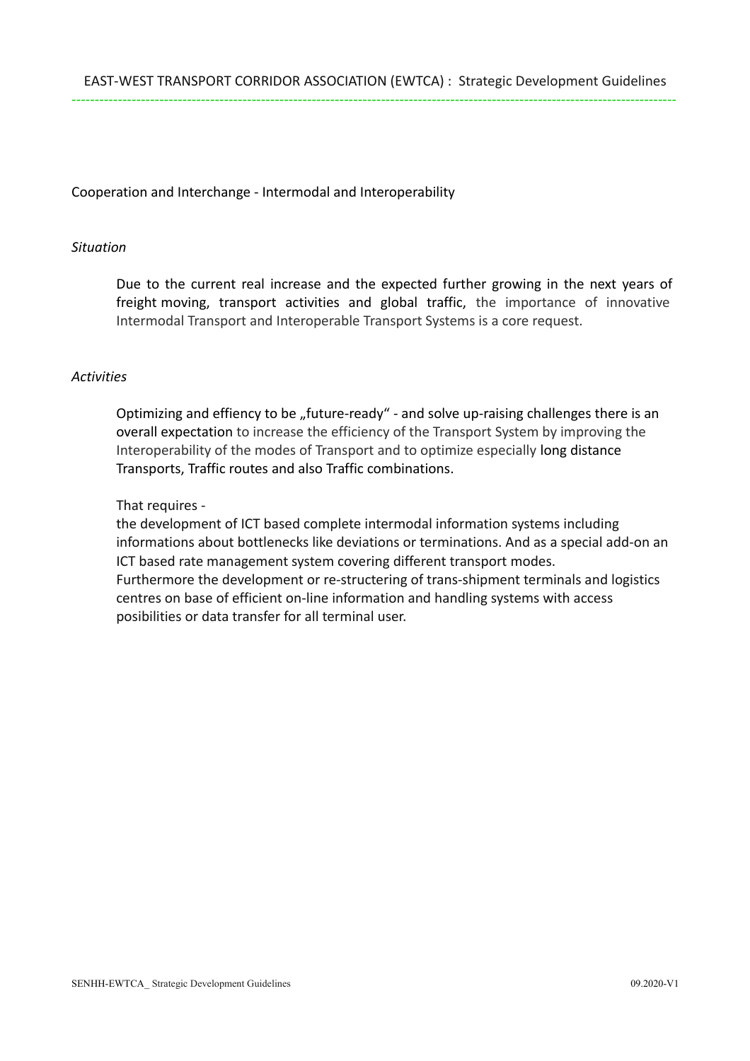## Cooperation and Interchange - Intermodal and Interoperability

*Situation*

Due to the current real increase and the expected further growing in the next years of freight moving, transport activities and global traffic, the importance of innovative Intermodal Transport and Interoperable Transport Systems is a core request.

*Activities*

Optimizing and effiency to be „future-ready" - and solve up-raising challenges there is an overall expectation to increase the efficiency of the Transport System by improving the Interoperability of the modes of Transport and to optimize especially long distance Transports, Traffic routes and also Traffic combinations.

That requires -
the development of ICT based complete intermodal information systems including informations about bottlenecks like deviations or terminations. And as a special add-on an ICT based rate management system covering different transport modes.
Furthermore the development or re-structering of trans-shipment terminals and logistics centres on base of efficient on-line information and handling systems with access posibilities or data transfer for all terminal user.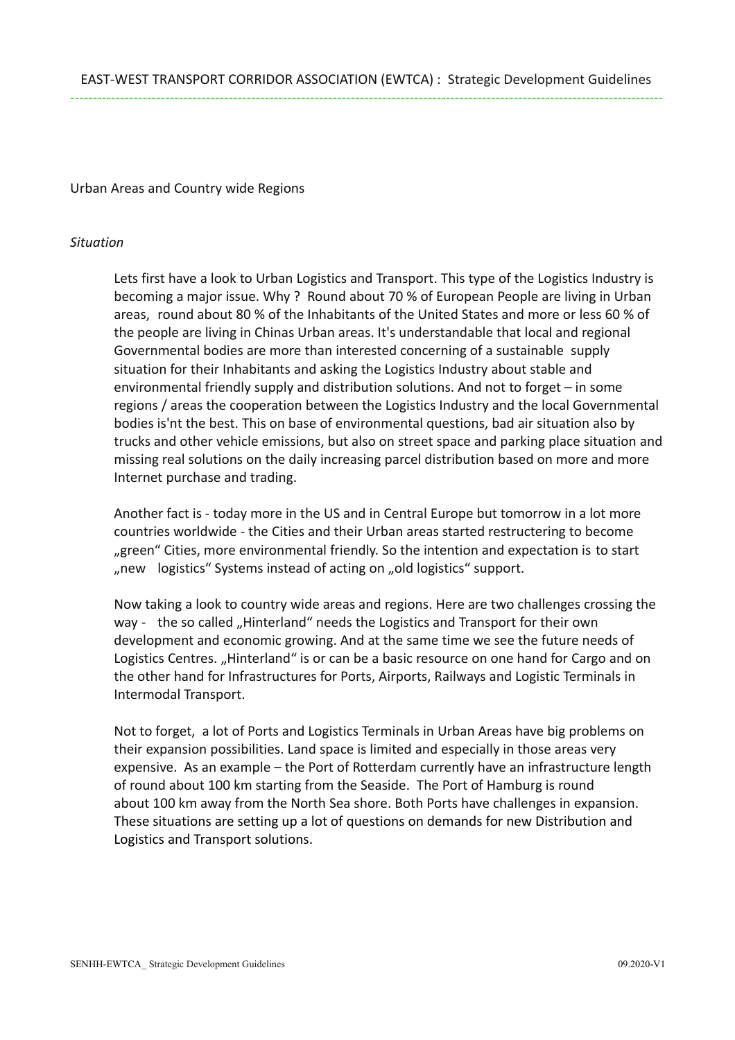## Urban Areas and Country wide Regions

### *Situation*

Lets first have a look to Urban Logistics and Transport. This type of the Logistics Industry is becoming a major issue. Why ? Round about 70 % of European People are living in Urban areas, round about 80 % of the Inhabitants of the United States and more or less 60 % of the people are living in Chinas Urban areas. It's understandable that local and regional Governmental bodies are more than interested concerning of a sustainable supply situation for their Inhabitants and asking the Logistics Industry about stable and environmental friendly supply and distribution solutions. And not to forget – in some regions / areas the cooperation between the Logistics Industry and the local Governmental bodies is'nt the best. This on base of environmental questions, bad air situation also by trucks and other vehicle emissions, but also on street space and parking place situation and missing real solutions on the daily increasing parcel distribution based on more and more Internet purchase and trading.

Another fact is - today more in the US and in Central Europe but tomorrow in a lot more countries worldwide - the Cities and their Urban areas started restructering to become „green“ Cities, more environmental friendly. So the intention and expectation is to start „new logistics“ Systems instead of acting on „old logistics“ support.

Now taking a look to country wide areas and regions. Here are two challenges crossing the way - the so called „Hinterland“ needs the Logistics and Transport for their own development and economic growing. And at the same time we see the future needs of Logistics Centres. „Hinterland“ is or can be a basic resource on one hand for Cargo and on the other hand for Infrastructures for Ports, Airports, Railways and Logistic Terminals in Intermodal Transport.

Not to forget, a lot of Ports and Logistics Terminals in Urban Areas have big problems on their expansion possibilities. Land space is limited and especially in those areas very expensive. As an example – the Port of Rotterdam currently have an infrastructure length of round about 100 km starting from the Seaside. The Port of Hamburg is round about 100 km away from the North Sea shore. Both Ports have challenges in expansion. These situations are setting up a lot of questions on demands for new Distribution and Logistics and Transport solutions.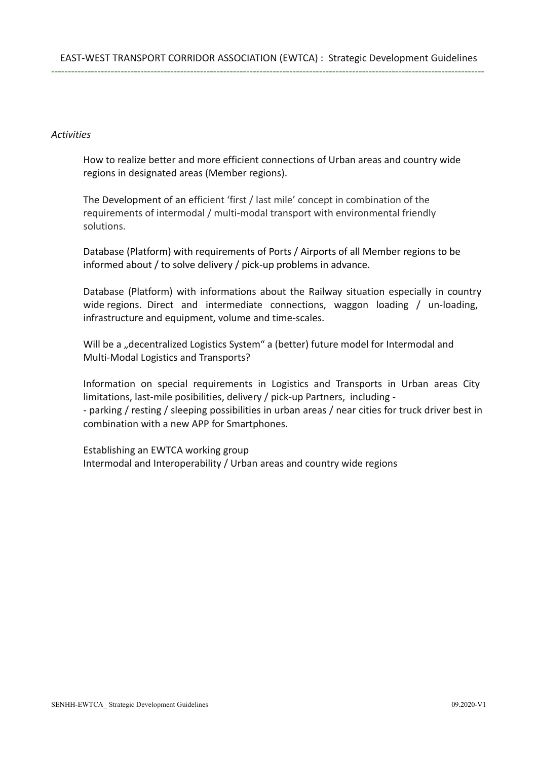*Activities*

How to realize better and more efficient connections of Urban areas and country wide regions in designated areas (Member regions).

The Development of an efficient 'first / last mile' concept in combination of the requirements of intermodal / multi-modal transport with environmental friendly solutions.

Database (Platform) with requirements of Ports / Airports of all Member regions to be informed about / to solve delivery / pick-up problems in advance.

Database (Platform) with informations about the Railway situation especially in country wide regions. Direct and intermediate connections, waggon loading / un-loading, infrastructure and equipment, volume and time-scales.

Will be a „decentralized Logistics System" a (better) future model for Intermodal and Multi-Modal Logistics and Transports?

Information on special requirements in Logistics and Transports in Urban areas City limitations, last-mile posibilities, delivery / pick-up Partners, including -
- parking / resting / sleeping possibilities in urban areas / near cities for truck driver best in combination with a new APP for Smartphones.

Establishing an EWTCA working group
Intermodal and Interoperability / Urban areas and country wide regions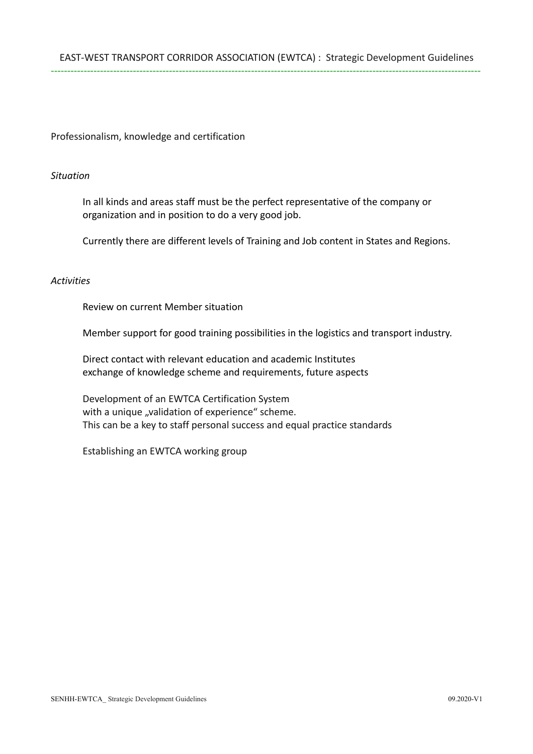## Professionalism, knowledge and certification

*Situation*

In all kinds and areas staff must be the perfect representative of the company or organization and in position to do a very good job.

Currently there are different levels of Training and Job content in States and Regions.

*Activities*

Review on current Member situation

Member support for good training possibilities in the logistics and transport industry.

Direct contact with relevant education and academic Institutes
exchange of knowledge scheme and requirements, future aspects

Development of an EWTCA Certification System
with a unique „validation of experience“ scheme.
This can be a key to staff personal success and equal practice standards

Establishing an EWTCA working group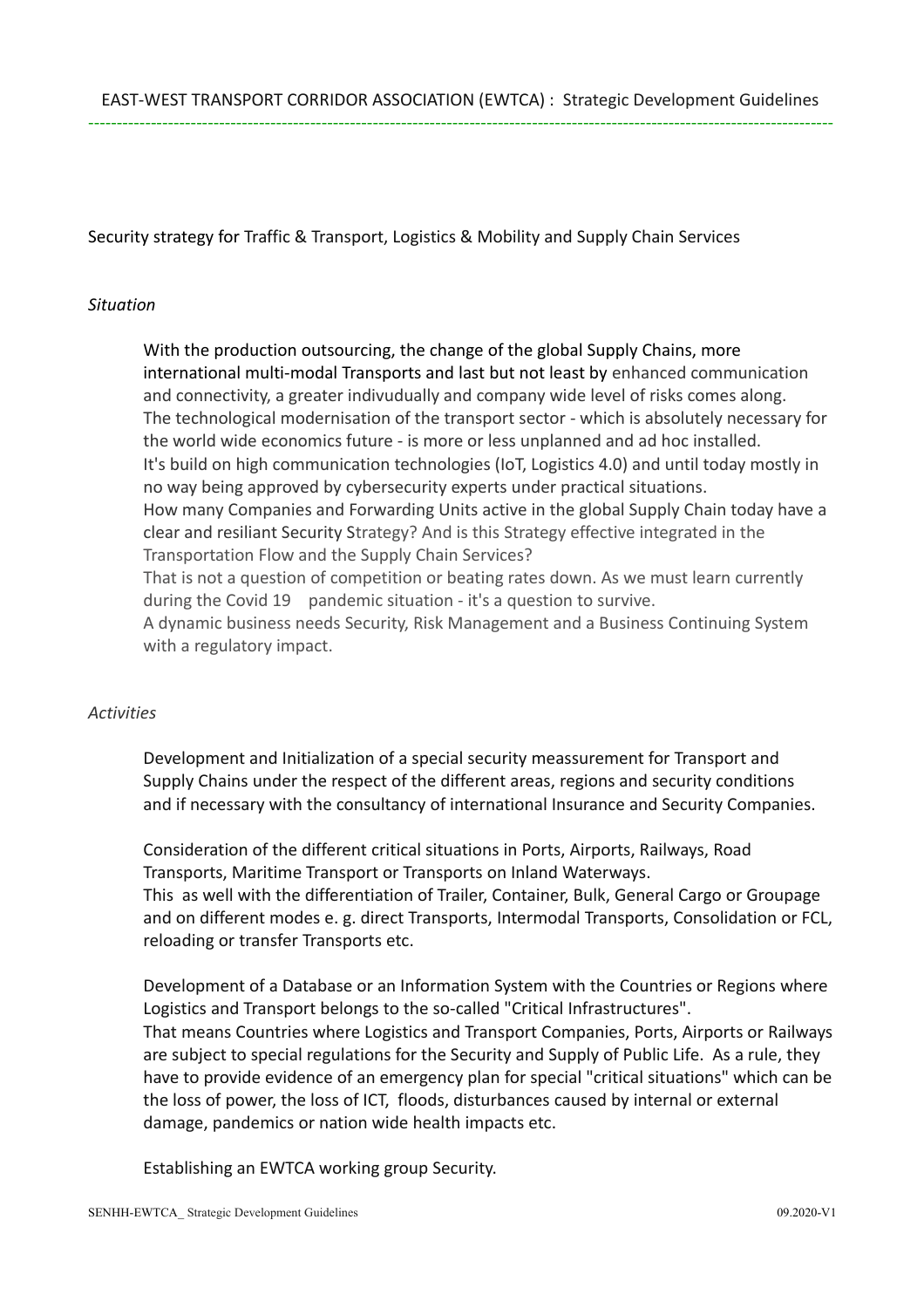Security strategy for Traffic & Transport, Logistics & Mobility and Supply Chain Services

*Situation*

With the production outsourcing, the change of the global Supply Chains, more international multi-modal Transports and last but not least by enhanced communication and connectivity, a greater indivudually and company wide level of risks comes along.
The technological modernisation of the transport sector - which is absolutely necessary for the world wide economics future - is more or less unplanned and ad hoc installed.
It's build on high communication technologies (IoT, Logistics 4.0) and until today mostly in no way being approved by cybersecurity experts under practical situations.
How many Companies and Forwarding Units active in the global Supply Chain today have a clear and resiliant Security Strategy? And is this Strategy effective integrated in the Transportation Flow and the Supply Chain Services?
That is not a question of competition or beating rates down. As we must learn currently during the Covid 19 pandemic situation - it's a question to survive.
A dynamic business needs Security, Risk Management and a Business Continuing System with a regulatory impact.

*Activities*

Development and Initialization of a special security meassurement for Transport and Supply Chains under the respect of the different areas, regions and security conditions and if necessary with the consultancy of international Insurance and Security Companies.

Consideration of the different critical situations in Ports, Airports, Railways, Road Transports, Maritime Transport or Transports on Inland Waterways.
This as well with the differentiation of Trailer, Container, Bulk, General Cargo or Groupage and on different modes e. g. direct Transports, Intermodal Transports, Consolidation or FCL, reloading or transfer Transports etc.

Development of a Database or an Information System with the Countries or Regions where Logistics and Transport belongs to the so-called "Critical Infrastructures".
That means Countries where Logistics and Transport Companies, Ports, Airports or Railways are subject to special regulations for the Security and Supply of Public Life. As a rule, they have to provide evidence of an emergency plan for special "critical situations" which can be the loss of power, the loss of ICT, floods, disturbances caused by internal or external damage, pandemics or nation wide health impacts etc.

Establishing an EWTCA working group Security.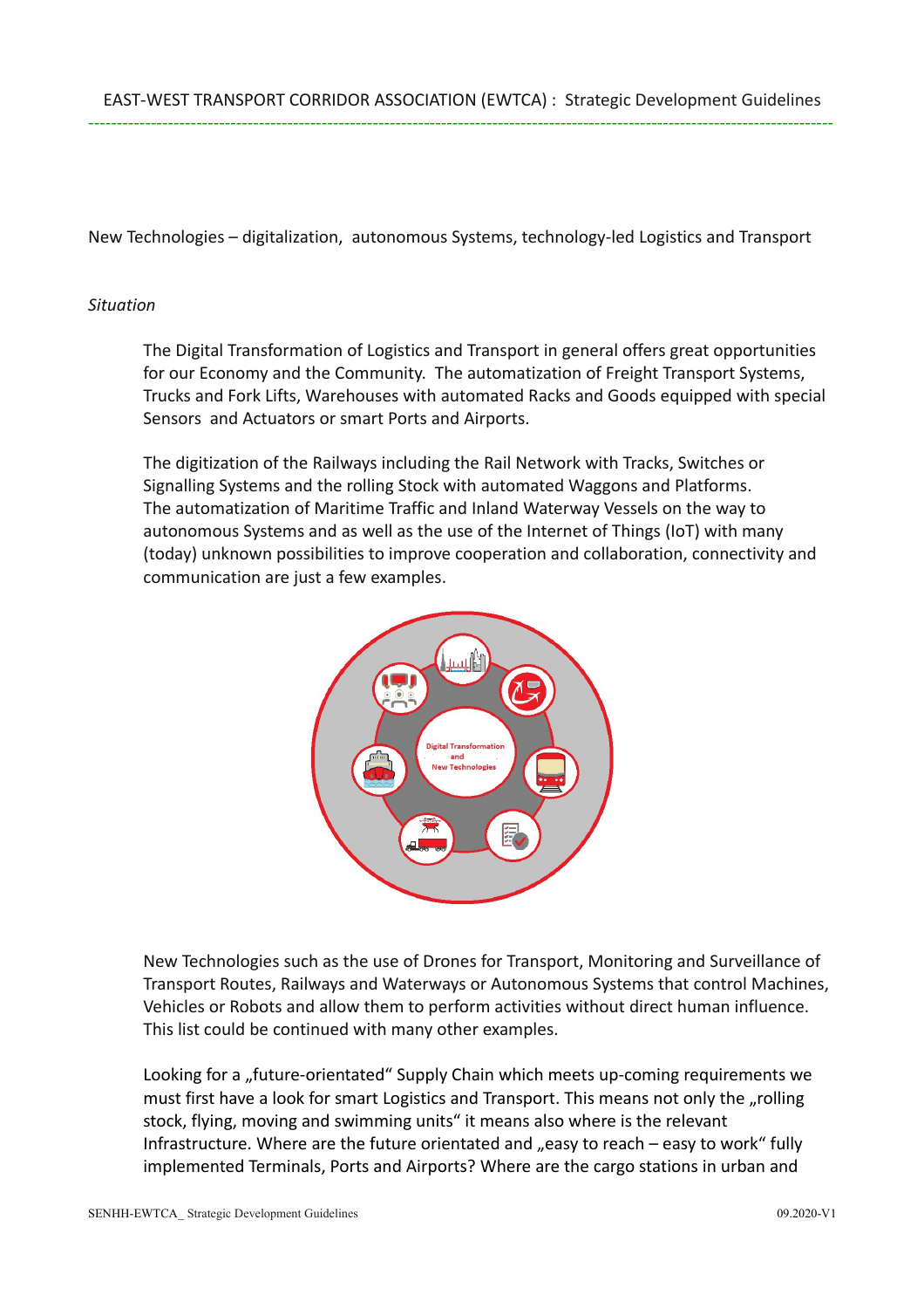New Technologies – digitalization, autonomous Systems, technology-led Logistics and Transport

*Situation*

The Digital Transformation of Logistics and Transport in general offers great opportunities for our Economy and the Community. The automatization of Freight Transport Systems, Trucks and Fork Lifts, Warehouses with automated Racks and Goods equipped with special Sensors and Actuators or smart Ports and Airports.

The digitization of the Railways including the Rail Network with Tracks, Switches or Signalling Systems and the rolling Stock with automated Waggons and Platforms. The automatization of Maritime Traffic and Inland Waterway Vessels on the way to autonomous Systems and as well as the use of the Internet of Things (IoT) with many (today) unknown possibilities to improve cooperation and collaboration, connectivity and communication are just a few examples.

Digital Transformation and New Technologies

New Technologies such as the use of Drones for Transport, Monitoring and Surveillance of Transport Routes, Railways and Waterways or Autonomous Systems that control Machines, Vehicles or Robots and allow them to perform activities without direct human influence. This list could be continued with many other examples.

Looking for a „future-orientated" Supply Chain which meets up-coming requirements we must first have a look for smart Logistics and Transport. This means not only the „rolling stock, flying, moving and swimming units" it means also where is the relevant Infrastructure. Where are the future orientated and „easy to reach – easy to work" fully implemented Terminals, Ports and Airports? Where are the cargo stations in urban and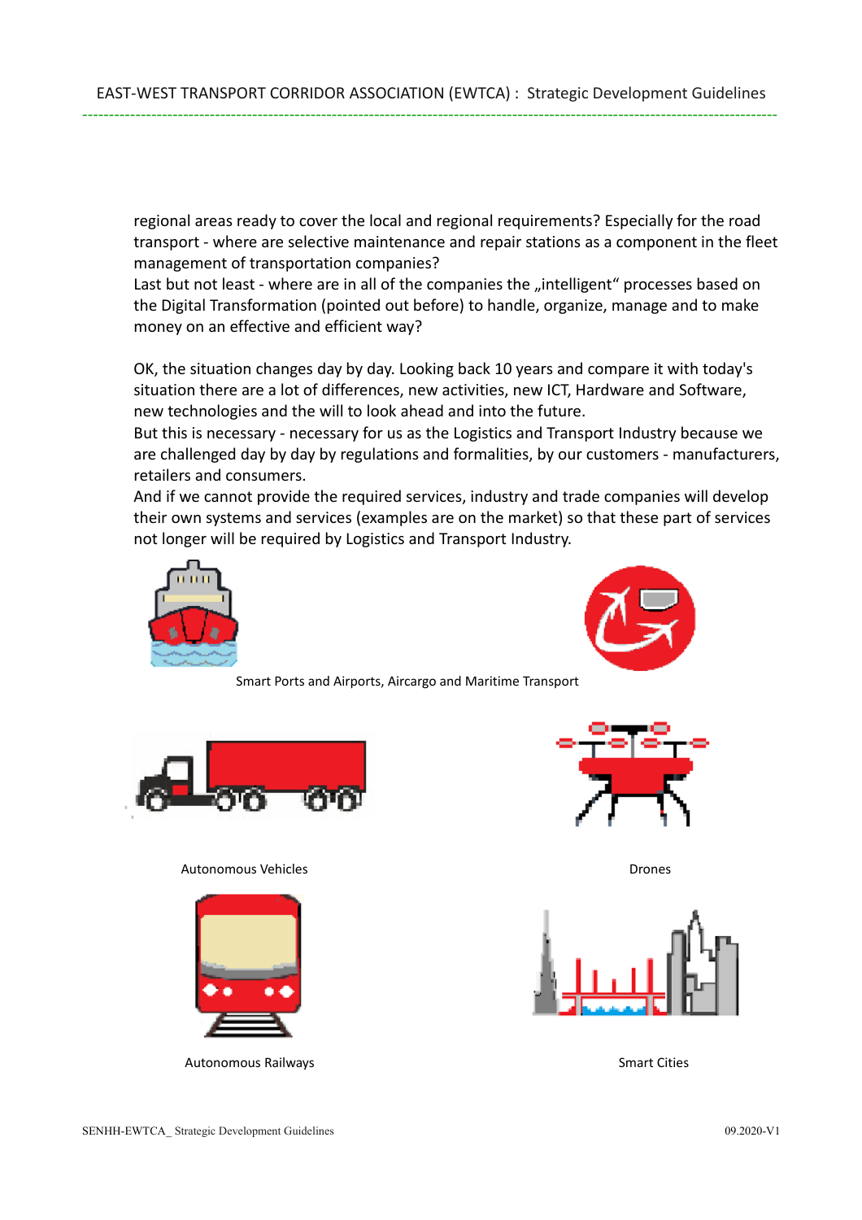regional areas ready to cover the local and regional requirements? Especially for the road transport - where are selective maintenance and repair stations as a component in the fleet management of transportation companies?
Last but not least - where are in all of the companies the „intelligent“ processes based on the Digital Transformation (pointed out before) to handle, organize, manage and to make money on an effective and efficient way?

OK, the situation changes day by day. Looking back 10 years and compare it with today's situation there are a lot of differences, new activities, new ICT, Hardware and Software, new technologies and the will to look ahead and into the future.
But this is necessary - necessary for us as the Logistics and Transport Industry because we are challenged day by day by regulations and formalities, by our customers - manufacturers, retailers and consumers.
And if we cannot provide the required services, industry and trade companies will develop their own systems and services (examples are on the market) so that these part of services not longer will be required by Logistics and Transport Industry.

Smart Ports and Airports, Aircargo and Maritime Transport

Autonomous Vehicles

Drones

Autonomous Railways

Smart Cities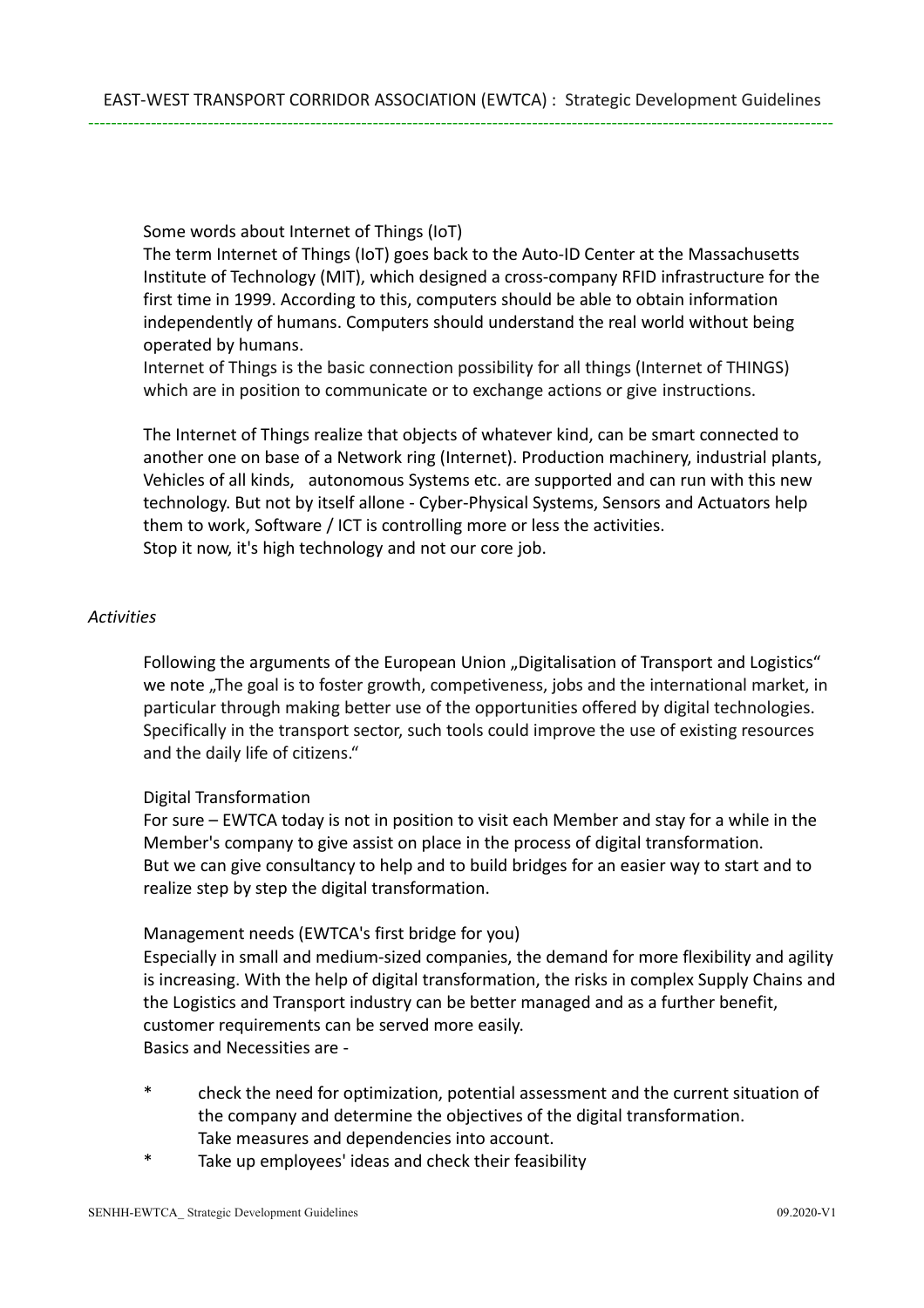Some words about Internet of Things (IoT)

The term Internet of Things (IoT) goes back to the Auto-ID Center at the Massachusetts Institute of Technology (MIT), which designed a cross-company RFID infrastructure for the first time in 1999. According to this, computers should be able to obtain information independently of humans. Computers should understand the real world without being operated by humans.

Internet of Things is the basic connection possibility for all things (Internet of THINGS) which are in position to communicate or to exchange actions or give instructions.

The Internet of Things realize that objects of whatever kind, can be smart connected to another one on base of a Network ring (Internet). Production machinery, industrial plants, Vehicles of all kinds, autonomous Systems etc. are supported and can run with this new technology. But not by itself allone - Cyber-Physical Systems, Sensors and Actuators help them to work, Software / ICT is controlling more or less the activities.
Stop it now, it's high technology and not our core job.

*Activities*

Following the arguments of the European Union „Digitalisation of Transport and Logistics" we note „The goal is to foster growth, competiveness, jobs and the international market, in particular through making better use of the opportunities offered by digital technologies. Specifically in the transport sector, such tools could improve the use of existing resources and the daily life of citizens."

Digital Transformation

For sure – EWTCA today is not in position to visit each Member and stay for a while in the Member's company to give assist on place in the process of digital transformation.
But we can give consultancy to help and to build bridges for an easier way to start and to realize step by step the digital transformation.

Management needs (EWTCA's first bridge for you)

Especially in small and medium-sized companies, the demand for more flexibility and agility is increasing. With the help of digital transformation, the risks in complex Supply Chains and the Logistics and Transport industry can be better managed and as a further benefit, customer requirements can be served more easily.
Basics and Necessities are -

* check the need for optimization, potential assessment and the current situation of the company and determine the objectives of the digital transformation.
  Take measures and dependencies into account.
* Take up employees' ideas and check their feasibility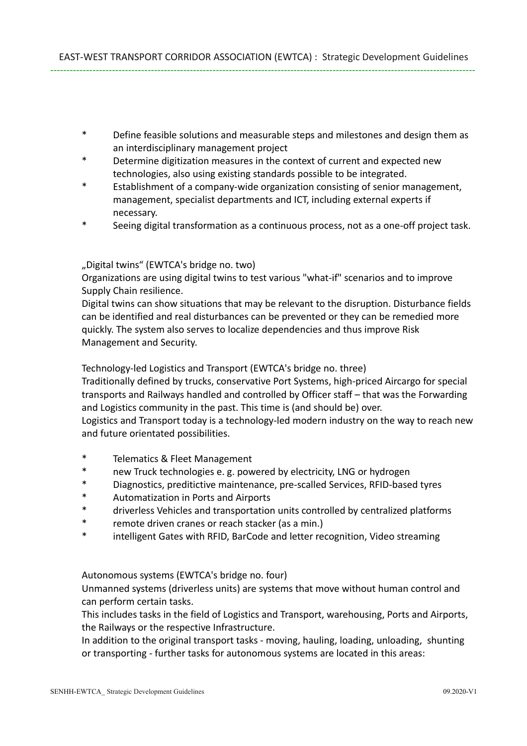- Define feasible solutions and measurable steps and milestones and design them as an interdisciplinary management project
- Determine digitization measures in the context of current and expected new technologies, also using existing standards possible to be integrated.
- Establishment of a company-wide organization consisting of senior management, management, specialist departments and ICT, including external experts if necessary.
- Seeing digital transformation as a continuous process, not as a one-off project task.

„Digital twins“ (EWTCA's bridge no. two)

Organizations are using digital twins to test various "what-if" scenarios and to improve Supply Chain resilience.

Digital twins can show situations that may be relevant to the disruption. Disturbance fields can be identified and real disturbances can be prevented or they can be remedied more quickly. The system also serves to localize dependencies and thus improve Risk Management and Security.

Technology-led Logistics and Transport (EWTCA's bridge no. three)

Traditionally defined by trucks, conservative Port Systems, high-priced Aircargo for special transports and Railways handled and controlled by Officer staff – that was the Forwarding and Logistics community in the past. This time is (and should be) over.

Logistics and Transport today is a technology-led modern industry on the way to reach new and future orientated possibilities.

- Telematics & Fleet Management
- new Truck technologies e. g. powered by electricity, LNG or hydrogen
- Diagnostics, preditictive maintenance, pre-scalled Services, RFID-based tyres
- Automatization in Ports and Airports
- driverless Vehicles and transportation units controlled by centralized platforms
- remote driven cranes or reach stacker (as a min.)
- intelligent Gates with RFID, BarCode and letter recognition, Video streaming

Autonomous systems (EWTCA's bridge no. four)

Unmanned systems (driverless units) are systems that move without human control and can perform certain tasks.

This includes tasks in the field of Logistics and Transport, warehousing, Ports and Airports, the Railways or the respective Infrastructure.

In addition to the original transport tasks - moving, hauling, loading, unloading, shunting or transporting - further tasks for autonomous systems are located in this areas: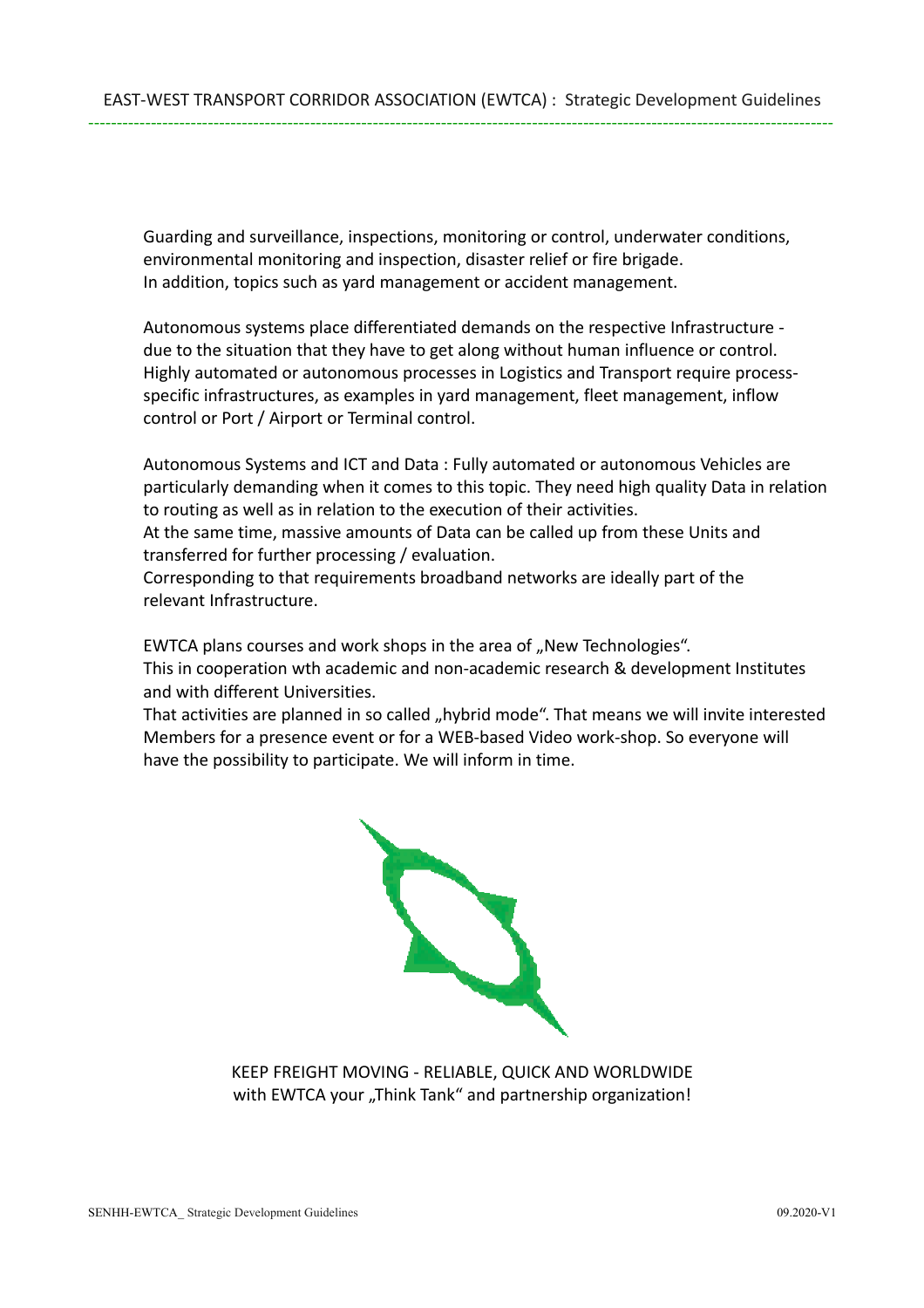Guarding and surveillance, inspections, monitoring or control, underwater conditions, environmental monitoring and inspection, disaster relief or fire brigade.
In addition, topics such as yard management or accident management.

Autonomous systems place differentiated demands on the respective Infrastructure - due to the situation that they have to get along without human influence or control. Highly automated or autonomous processes in Logistics and Transport require process-specific infrastructures, as examples in yard management, fleet management, inflow control or Port / Airport or Terminal control.

Autonomous Systems and ICT and Data : Fully automated or autonomous Vehicles are particularly demanding when it comes to this topic. They need high quality Data in relation to routing as well as in relation to the execution of their activities.
At the same time, massive amounts of Data can be called up from these Units and transferred for further processing / evaluation.
Corresponding to that requirements broadband networks are ideally part of the relevant Infrastructure.

EWTCA plans courses and work shops in the area of „New Technologies“.
This in cooperation wth academic and non-academic research & development Institutes and with different Universities.
That activities are planned in so called „hybrid mode“. That means we will invite interested Members for a presence event or for a WEB-based Video work-shop. So everyone will have the possibility to participate. We will inform in time.

KEEP FREIGHT MOVING - RELIABLE, QUICK AND WORLDWIDE
with EWTCA your „Think Tank“ and partnership organization!